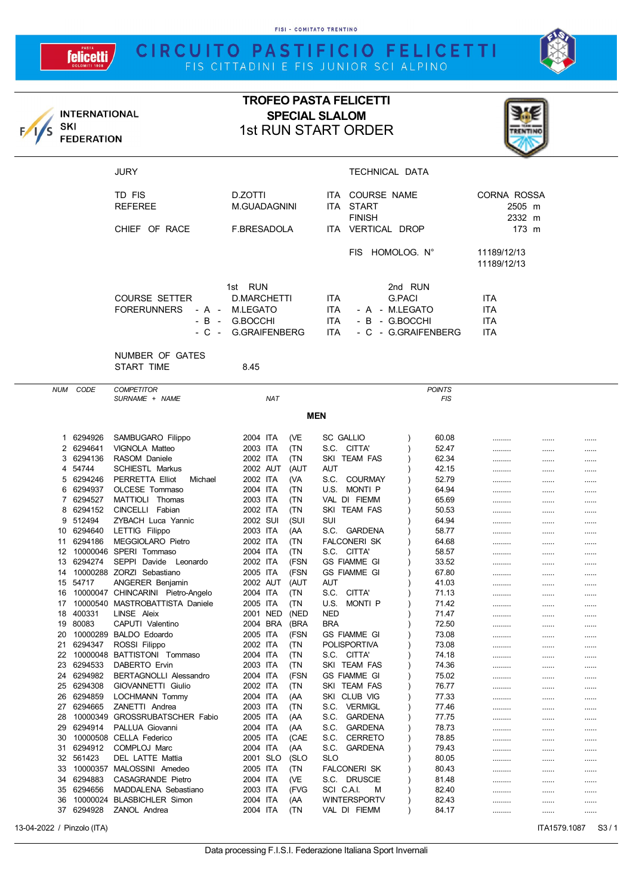FISI - COMITATO TRENTINO

# CIRCUITO PASTIFICIO FELICETTI

FIS CITTADINI E FIS JUNIOR SCI ALPINO

INTERNATIONAL SKI FEDERATION

## TROFEO PASTA FELICETTI
## SPECIAL SLALOM
## 1st RUN START ORDER

| JURY | | | TECHNICAL DATA | |
|---|---|---|---|---|
| TD FIS | D.ZOTTI | ITA | COURSE NAME | CORNA ROSSA |
| REFEREE | M.GUADAGNINI | ITA | START | 2505 m |
| | | | FINISH | 2332 m |
| CHIEF OF RACE | F.BRESADOLA | ITA | VERTICAL DROP | 173 m |
| | | | FIS HOMOLOG. N° | 11189/12/13 11189/12/13 |

| | 1st RUN | | 2nd RUN | |
|---|---|---|---|---|
| COURSE SETTER | D.MARCHETTI | ITA | G.PACI | ITA |
| FORERUNNERS - A - | M.LEGATO | ITA | - A - M.LEGATO | ITA |
| - B - | G.BOCCHI | ITA | - B - G.BOCCHI | ITA |
| - C - | G.GRAIFENBERG | ITA | - C - G.GRAIFENBERG | ITA |

NUMBER OF GATES

START TIME 8.45

### MEN

| NUM | CODE | COMPETITOR SURNAME + NAME | YEAR | NAT | | CLUB | POINTS FIS |
|---|---|---|---|---|---|---|---|
| 1 | 6294926 | SAMBUGARO Filippo | 2004 | ITA | (VE | SC GALLIO ) | 60.08 |
| 2 | 6294641 | VIGNOLA Matteo | 2003 | ITA | (TN | S.C. CITTA' ) | 52.47 |
| 3 | 6294136 | RASOM Daniele | 2002 | ITA | (TN | SKI TEAM FAS ) | 62.34 |
| 4 | 54744 | SCHIESTL Markus | 2002 | AUT | (AUT | AUT ) | 42.15 |
| 5 | 6294246 | PERRETTA Elliot Michael | 2002 | ITA | (VA | S.C. COURMAY ) | 52.79 |
| 6 | 6294937 | OLCESE Tommaso | 2004 | ITA | (TN | U.S. MONTI P ) | 64.94 |
| 7 | 6294527 | MATTIOLI Thomas | 2003 | ITA | (TN | VAL DI FIEMM ) | 65.69 |
| 8 | 6294152 | CINCELLI Fabian | 2002 | ITA | (TN | SKI TEAM FAS ) | 50.53 |
| 9 | 512494 | ZYBACH Luca Yannic | 2002 | SUI | (SUI | SUI ) | 64.94 |
| 10 | 6294640 | LETTIG Filippo | 2003 | ITA | (AA | S.C. GARDENA ) | 58.77 |
| 11 | 6294186 | MEGGIOLARO Pietro | 2002 | ITA | (TN | FALCONERI SK ) | 64.68 |
| 12 | 10000046 | SPERI Tommaso | 2004 | ITA | (TN | S.C. CITTA' ) | 58.57 |
| 13 | 6294274 | SEPPI Davide Leonardo | 2002 | ITA | (FSN | GS FIAMME GI ) | 33.52 |
| 14 | 10000288 | ZORZI Sebastiano | 2005 | ITA | (FSN | GS FIAMME GI ) | 67.80 |
| 15 | 54717 | ANGERER Benjamin | 2002 | AUT | (AUT | AUT ) | 41.03 |
| 16 | 10000047 | CHINCARINI Pietro-Angelo | 2004 | ITA | (TN | S.C. CITTA' ) | 71.13 |
| 17 | 10000540 | MASTROBATTISTA Daniele | 2005 | ITA | (TN | U.S. MONTI P ) | 71.42 |
| 18 | 400331 | LINSE Aleix | 2001 | NED | (NED | NED ) | 71.47 |
| 19 | 80083 | CAPUTI Valentino | 2004 | BRA | (BRA | BRA ) | 72.50 |
| 20 | 10000289 | BALDO Edoardo | 2005 | ITA | (FSN | GS FIAMME GI ) | 73.08 |
| 21 | 6294347 | ROSSI Filippo | 2002 | ITA | (TN | POLISPORTIVA ) | 73.08 |
| 22 | 10000048 | BATTISTONI Tommaso | 2004 | ITA | (TN | S.C. CITTA' ) | 74.18 |
| 23 | 6294533 | DABERTO Ervin | 2003 | ITA | (TN | SKI TEAM FAS ) | 74.36 |
| 24 | 6294982 | BERTAGNOLLI Alessandro | 2004 | ITA | (FSN | GS FIAMME GI ) | 75.02 |
| 25 | 6294308 | GIOVANNETTI Giulio | 2002 | ITA | (TN | SKI TEAM FAS ) | 76.77 |
| 26 | 6294859 | LOCHMANN Tommy | 2004 | ITA | (AA | SKI CLUB VIG ) | 77.33 |
| 27 | 6294665 | ZANETTI Andrea | 2003 | ITA | (TN | S.C. VERMIGL ) | 77.46 |
| 28 | 10000349 | GROSSRUBATSCHER Fabio | 2005 | ITA | (AA | S.C. GARDENA ) | 77.75 |
| 29 | 6294914 | PALLUA Giovanni | 2004 | ITA | (AA | S.C. GARDENA ) | 78.73 |
| 30 | 10000508 | CELLA Federico | 2005 | ITA | (CAE | S.C. CERRETO ) | 78.85 |
| 31 | 6294912 | COMPLOJ Marc | 2004 | ITA | (AA | S.C. GARDENA ) | 79.43 |
| 32 | 561423 | DEL LATTE Mattia | 2001 | SLO | (SLO | SLO ) | 80.05 |
| 33 | 10000357 | MALOSSINI Amedeo | 2005 | ITA | (TN | FALCONERI SK ) | 80.43 |
| 34 | 6294883 | CASAGRANDE Pietro | 2004 | ITA | (VE | S.C. DRUSCIE ) | 81.48 |
| 35 | 6294656 | MADDALENA Sebastiano | 2003 | ITA | (FVG | SCI C.A.I. M ) | 82.40 |
| 36 | 10000024 | BLASBICHLER Simon | 2004 | ITA | (AA | WINTERSPORTV ) | 82.43 |
| 37 | 6294928 | ZANOL Andrea | 2004 | ITA | (TN | VAL DI FIEMM ) | 84.17 |

13-04-2022 / Pinzolo (ITA) ITA1579.1087

Data processing F.I.S.I. Federazione Italiana Sport Invernali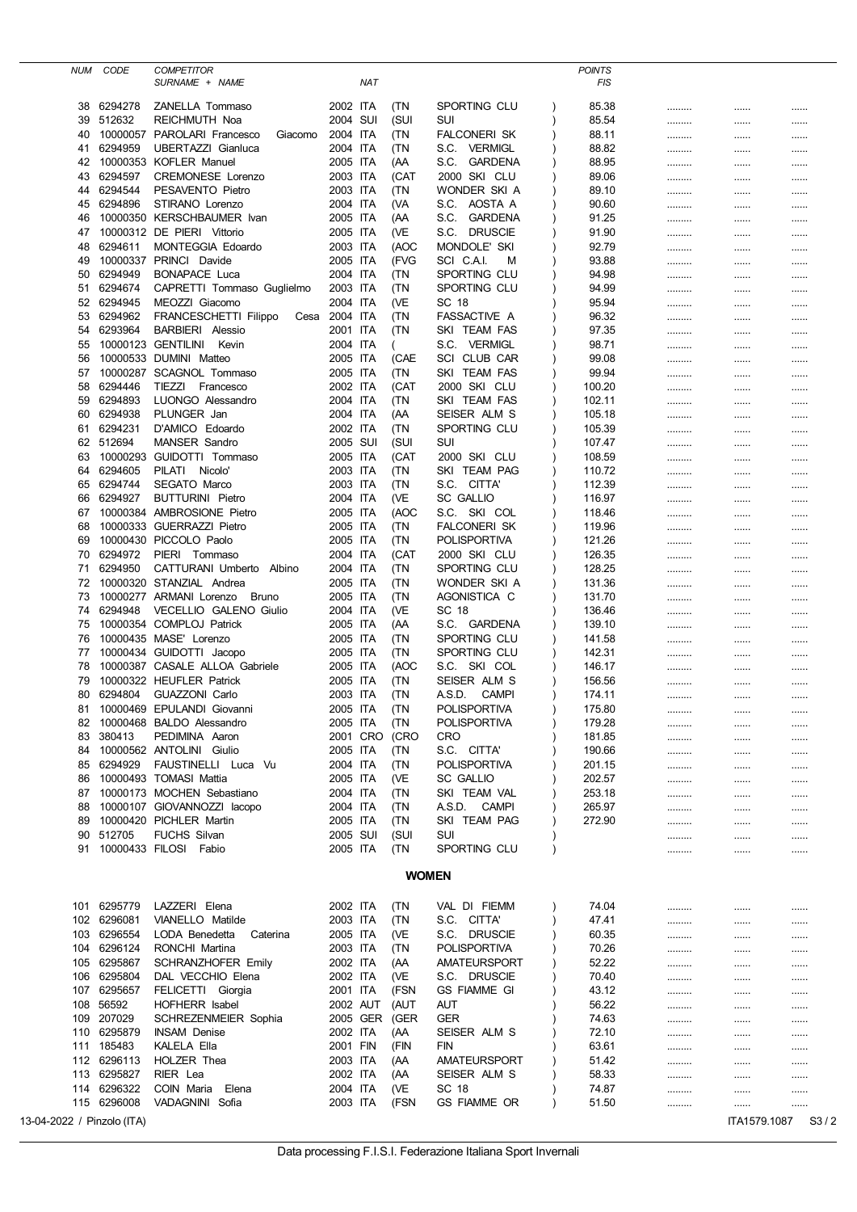| NUM | CODE | COMPETITOR SURNAME + NAME | NAT | | | | POINTS FIS | | | |
|---|---|---|---|---|---|---|---|---|---|---|
| 38 | 6294278 | ZANELLA Tommaso | 2002 ITA | (TN | SPORTING CLU | ) | 85.38 | ......... | ...... | ...... |
| 39 | 512632 | REICHMUTH Noa | 2004 SUI | (SUI | SUI | ) | 85.54 | ......... | ...... | ...... |
| 40 | 10000057 | PAROLARI Francesco Giacomo | 2004 ITA | (TN | FALCONERI SK | ) | 88.11 | ......... | ...... | ...... |
| 41 | 6294959 | UBERTAZZI Gianluca | 2004 ITA | (TN | S.C. VERMIGL | ) | 88.82 | ......... | ...... | ...... |
| 42 | 10000353 | KOFLER Manuel | 2005 ITA | (AA | S.C. GARDENA | ) | 88.95 | ......... | ...... | ...... |
| 43 | 6294597 | CREMONESE Lorenzo | 2003 ITA | (CAT | 2000 SKI CLU | ) | 89.06 | ......... | ...... | ...... |
| 44 | 6294544 | PESAVENTO Pietro | 2003 ITA | (TN | WONDER SKI A | ) | 89.10 | ......... | ...... | ...... |
| 45 | 6294896 | STIRANO Lorenzo | 2004 ITA | (VA | S.C. AOSTA A | ) | 90.60 | ......... | ...... | ...... |
| 46 | 10000350 | KERSCHBAUMER Ivan | 2005 ITA | (AA | S.C. GARDENA | ) | 91.25 | ......... | ...... | ...... |
| 47 | 10000312 | DE PIERI Vittorio | 2005 ITA | (VE | S.C. DRUSCIE | ) | 91.90 | ......... | ...... | ...... |
| 48 | 6294611 | MONTEGGIA Edoardo | 2003 ITA | (AOC | MONDOLE' SKI | ) | 92.79 | ......... | ...... | ...... |
| 49 | 10000337 | PRINCI Davide | 2005 ITA | (FVG | SCI C.A.I. M | ) | 93.88 | ......... | ...... | ...... |
| 50 | 6294949 | BONAPACE Luca | 2004 ITA | (TN | SPORTING CLU | ) | 94.98 | ......... | ...... | ...... |
| 51 | 6294674 | CAPRETTI Tommaso Guglielmo | 2003 ITA | (TN | SPORTING CLU | ) | 94.99 | ......... | ...... | ...... |
| 52 | 6294945 | MEOZZI Giacomo | 2004 ITA | (VE | SC 18 | ) | 95.94 | ......... | ...... | ...... |
| 53 | 6294962 | FRANCESCHETTI Filippo Cesa | 2004 ITA | (TN | FASSACTIVE A | ) | 96.32 | ......... | ...... | ...... |
| 54 | 6293964 | BARBIERI Alessio | 2001 ITA | (TN | SKI TEAM FAS | ) | 97.35 | ......... | ...... | ...... |
| 55 | 10000123 | GENTILINI Kevin | 2004 ITA | ( | S.C. VERMIGL | ) | 98.71 | ......... | ...... | ...... |
| 56 | 10000533 | DUMINI Matteo | 2005 ITA | (CAE | SCI CLUB CAR | ) | 99.08 | ......... | ...... | ...... |
| 57 | 10000287 | SCAGNOL Tommaso | 2005 ITA | (TN | SKI TEAM FAS | ) | 99.94 | ......... | ...... | ...... |
| 58 | 6294446 | TIEZZI Francesco | 2002 ITA | (CAT | 2000 SKI CLU | ) | 100.20 | ......... | ...... | ...... |
| 59 | 6294893 | LUONGO Alessandro | 2004 ITA | (TN | SKI TEAM FAS | ) | 102.11 | ......... | ...... | ...... |
| 60 | 6294938 | PLUNGER Jan | 2004 ITA | (AA | SEISER ALM S | ) | 105.18 | ......... | ...... | ...... |
| 61 | 6294231 | D'AMICO Edoardo | 2002 ITA | (TN | SPORTING CLU | ) | 105.39 | ......... | ...... | ...... |
| 62 | 512694 | MANSER Sandro | 2005 SUI | (SUI | SUI | ) | 107.47 | ......... | ...... | ...... |
| 63 | 10000293 | GUIDOTTI Tommaso | 2005 ITA | (CAT | 2000 SKI CLU | ) | 108.59 | ......... | ...... | ...... |
| 64 | 6294605 | PILATI Nicolo' | 2003 ITA | (TN | SKI TEAM PAG | ) | 110.72 | ......... | ...... | ...... |
| 65 | 6294744 | SEGATO Marco | 2003 ITA | (TN | S.C. CITTA' | ) | 112.39 | ......... | ...... | ...... |
| 66 | 6294927 | BUTTURINI Pietro | 2004 ITA | (VE | SC GALLIO | ) | 116.97 | ......... | ...... | ...... |
| 67 | 10000384 | AMBROSIONE Pietro | 2005 ITA | (AOC | S.C. SKI COL | ) | 118.46 | ......... | ...... | ...... |
| 68 | 10000333 | GUERRAZZI Pietro | 2005 ITA | (TN | FALCONERI SK | ) | 119.96 | ......... | ...... | ...... |
| 69 | 10000430 | PICCOLO Paolo | 2005 ITA | (TN | POLISPORTIVA | ) | 121.26 | ......... | ...... | ...... |
| 70 | 6294972 | PIERI Tommaso | 2004 ITA | (CAT | 2000 SKI CLU | ) | 126.35 | ......... | ...... | ...... |
| 71 | 6294950 | CATTURANI Umberto Albino | 2004 ITA | (TN | SPORTING CLU | ) | 128.25 | ......... | ...... | ...... |
| 72 | 10000320 | STANZIAL Andrea | 2005 ITA | (TN | WONDER SKI A | ) | 131.36 | ......... | ...... | ...... |
| 73 | 10000277 | ARMANI Lorenzo Bruno | 2005 ITA | (TN | AGONISTICA C | ) | 131.70 | ......... | ...... | ...... |
| 74 | 6294948 | VECELLIO GALENO Giulio | 2004 ITA | (VE | SC 18 | ) | 136.46 | ......... | ...... | ...... |
| 75 | 10000354 | COMPLOJ Patrick | 2005 ITA | (AA | S.C. GARDENA | ) | 139.10 | ......... | ...... | ...... |
| 76 | 10000435 | MASE' Lorenzo | 2005 ITA | (TN | SPORTING CLU | ) | 141.58 | ......... | ...... | ...... |
| 77 | 10000434 | GUIDOTTI Jacopo | 2005 ITA | (TN | SPORTING CLU | ) | 142.31 | ......... | ...... | ...... |
| 78 | 10000387 | CASALE ALLOA Gabriele | 2005 ITA | (AOC | S.C. SKI COL | ) | 146.17 | ......... | ...... | ...... |
| 79 | 10000322 | HEUFLER Patrick | 2005 ITA | (TN | SEISER ALM S | ) | 156.56 | ......... | ...... | ...... |
| 80 | 6294804 | GUAZZONI Carlo | 2003 ITA | (TN | A.S.D. CAMPI | ) | 174.11 | ......... | ...... | ...... |
| 81 | 10000469 | EPULANDI Giovanni | 2005 ITA | (TN | POLISPORTIVA | ) | 175.80 | ......... | ...... | ...... |
| 82 | 10000468 | BALDO Alessandro | 2005 ITA | (TN | POLISPORTIVA | ) | 179.28 | ......... | ...... | ...... |
| 83 | 380413 | PEDIMINA Aaron | 2001 CRO | (CRO | CRO | ) | 181.85 | ......... | ...... | ...... |
| 84 | 10000562 | ANTOLINI Giulio | 2005 ITA | (TN | S.C. CITTA' | ) | 190.66 | ......... | ...... | ...... |
| 85 | 6294929 | FAUSTINELLI Luca Vu | 2004 ITA | (TN | POLISPORTIVA | ) | 201.15 | ......... | ...... | ...... |
| 86 | 10000493 | TOMASI Mattia | 2005 ITA | (VE | SC GALLIO | ) | 202.57 | ......... | ...... | ...... |
| 87 | 10000173 | MOCHEN Sebastiano | 2004 ITA | (TN | SKI TEAM VAL | ) | 253.18 | ......... | ...... | ...... |
| 88 | 10000107 | GIOVANNOZZI Iacopo | 2004 ITA | (TN | A.S.D. CAMPI | ) | 265.97 | ......... | ...... | ...... |
| 89 | 10000420 | PICHLER Martin | 2005 ITA | (TN | SKI TEAM PAG | ) | 272.90 | ......... | ...... | ...... |
| 90 | 512705 | FUCHS Silvan | 2005 SUI | (SUI | SUI | ) | | ......... | ...... | ...... |
| 91 | 10000433 | FILOSI Fabio | 2005 ITA | (TN | SPORTING CLU | ) | | ......... | ...... | ...... |

## WOMEN

| NUM | CODE | COMPETITOR SURNAME + NAME | NAT | | | | POINTS FIS | | | |
|---|---|---|---|---|---|---|---|---|---|---|
| 101 | 6295779 | LAZZERI Elena | 2002 ITA | (TN | VAL DI FIEMM | ) | 74.04 | ......... | ...... | ...... |
| 102 | 6296081 | VIANELLO Matilde | 2003 ITA | (TN | S.C. CITTA' | ) | 47.41 | ......... | ...... | ...... |
| 103 | 6296554 | LODA Benedetta Caterina | 2005 ITA | (VE | S.C. DRUSCIE | ) | 60.35 | ......... | ...... | ...... |
| 104 | 6296124 | RONCHI Martina | 2003 ITA | (TN | POLISPORTIVA | ) | 70.26 | ......... | ...... | ...... |
| 105 | 6295867 | SCHRANZHOFER Emily | 2002 ITA | (AA | AMATEURSPORT | ) | 52.22 | ......... | ...... | ...... |
| 106 | 6295804 | DAL VECCHIO Elena | 2002 ITA | (VE | S.C. DRUSCIE | ) | 70.40 | ......... | ...... | ...... |
| 107 | 6295657 | FELICETTI Giorgia | 2001 ITA | (FSN | GS FIAMME GI | ) | 43.12 | ......... | ...... | ...... |
| 108 | 56592 | HOFHERR Isabel | 2002 AUT | (AUT | AUT | ) | 56.22 | ......... | ...... | ...... |
| 109 | 207029 | SCHREZENMEIER Sophia | 2005 GER | (GER | GER | ) | 74.63 | ......... | ...... | ...... |
| 110 | 6295879 | INSAM Denise | 2002 ITA | (AA | SEISER ALM S | ) | 72.10 | ......... | ...... | ...... |
| 111 | 185483 | KALELA Ella | 2001 FIN | (FIN | FIN | ) | 63.61 | ......... | ...... | ...... |
| 112 | 6296113 | HOLZER Thea | 2003 ITA | (AA | AMATEURSPORT | ) | 51.42 | ......... | ...... | ...... |
| 113 | 6295827 | RIER Lea | 2002 ITA | (AA | SEISER ALM S | ) | 58.33 | ......... | ...... | ...... |
| 114 | 6296322 | COIN Maria Elena | 2004 ITA | (VE | SC 18 | ) | 74.87 | ......... | ...... | ...... |
| 115 | 6296008 | VADAGNINI Sofia | 2003 ITA | (FSN | GS FIAMME OR | ) | 51.50 | ......... | ...... | ...... |

13-04-2022 / Pinzolo (ITA) ITA1579.1087 S3 / 2

Data processing F.I.S.I. Federazione Italiana Sport Invernali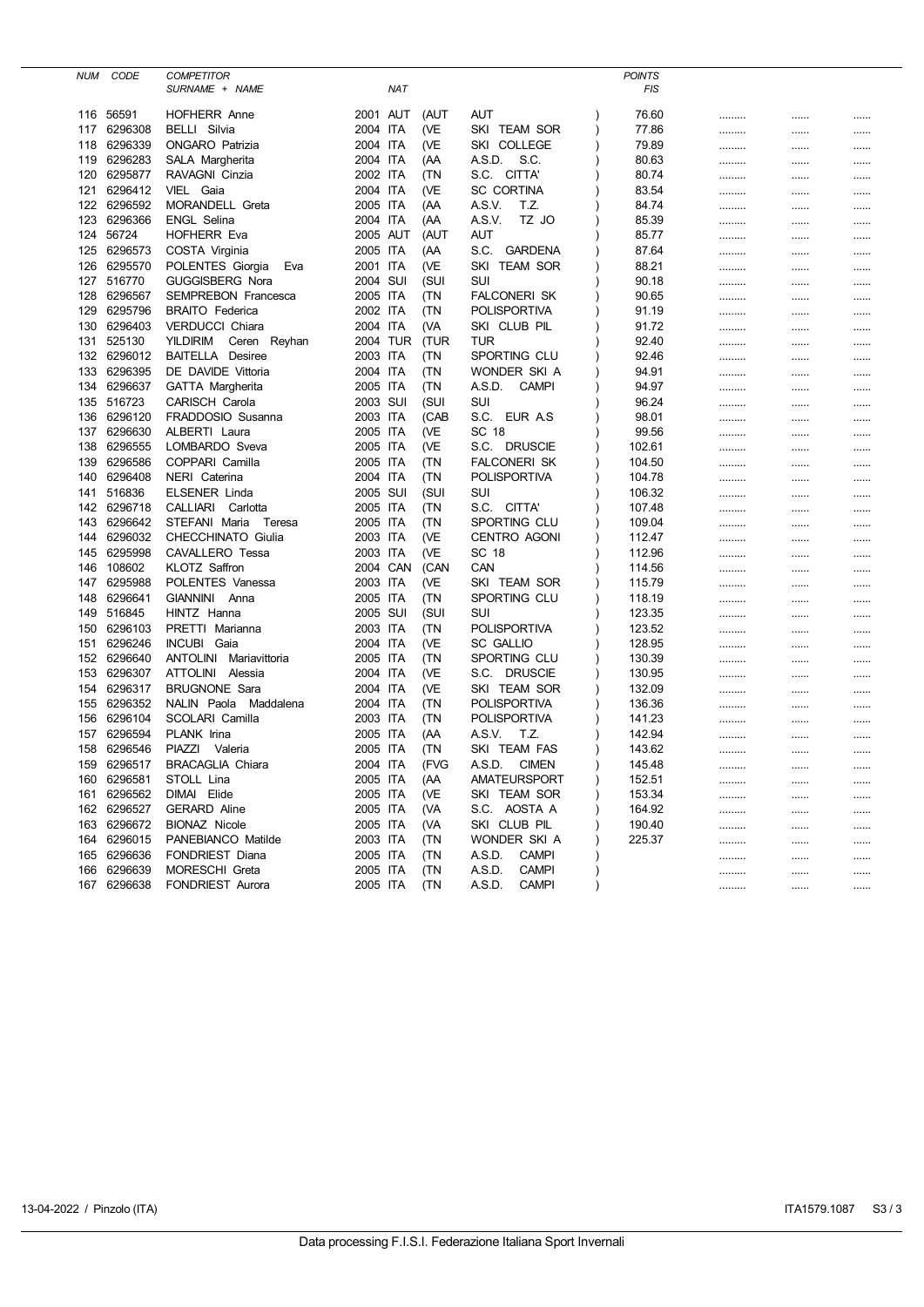| NUM | CODE | COMPETITOR SURNAME + NAME | | NAT | | | | POINTS FIS | | | |
|---|---|---|---|---|---|---|---|---|---|---|---|
| 116 | 56591 | HOFHERR Anne | 2001 | AUT | (AUT | AUT | ) | 76.60 | ......... | ...... | ...... |
| 117 | 6296308 | BELLI Silvia | 2004 | ITA | (VE | SKI TEAM SOR | ) | 77.86 | ......... | ...... | ...... |
| 118 | 6296339 | ONGARO Patrizia | 2004 | ITA | (VE | SKI COLLEGE | ) | 79.89 | ......... | ...... | ...... |
| 119 | 6296283 | SALA Margherita | 2004 | ITA | (AA | A.S.D. S.C. | ) | 80.63 | ......... | ...... | ...... |
| 120 | 6295877 | RAVAGNI Cinzia | 2002 | ITA | (TN | S.C. CITTA' | ) | 80.74 | ......... | ...... | ...... |
| 121 | 6296412 | VIEL Gaia | 2004 | ITA | (VE | SC CORTINA | ) | 83.54 | ......... | ...... | ...... |
| 122 | 6296592 | MORANDELL Greta | 2005 | ITA | (AA | A.S.V. T.Z. | ) | 84.74 | ......... | ...... | ...... |
| 123 | 6296366 | ENGL Selina | 2004 | ITA | (AA | A.S.V. TZ JO | ) | 85.39 | ......... | ...... | ...... |
| 124 | 56724 | HOFHERR Eva | 2005 | AUT | (AUT | AUT | ) | 85.77 | ......... | ...... | ...... |
| 125 | 6296573 | COSTA Virginia | 2005 | ITA | (AA | S.C. GARDENA | ) | 87.64 | ......... | ...... | ...... |
| 126 | 6295570 | POLENTES Giorgia Eva | 2001 | ITA | (VE | SKI TEAM SOR | ) | 88.21 | ......... | ...... | ...... |
| 127 | 516770 | GUGGISBERG Nora | 2004 | SUI | (SUI | SUI | ) | 90.18 | ......... | ...... | ...... |
| 128 | 6296567 | SEMPREBON Francesca | 2005 | ITA | (TN | FALCONERI SK | ) | 90.65 | ......... | ...... | ...... |
| 129 | 6295796 | BRAITO Federica | 2002 | ITA | (TN | POLISPORTIVA | ) | 91.19 | ......... | ...... | ...... |
| 130 | 6296403 | VERDUCCI Chiara | 2004 | ITA | (VA | SKI CLUB PIL | ) | 91.72 | ......... | ...... | ...... |
| 131 | 525130 | YILDIRIM Ceren Reyhan | 2004 | TUR | (TUR | TUR | ) | 92.40 | ......... | ...... | ...... |
| 132 | 6296012 | BAITELLA Desiree | 2003 | ITA | (TN | SPORTING CLU | ) | 92.46 | ......... | ...... | ...... |
| 133 | 6296395 | DE DAVIDE Vittoria | 2004 | ITA | (TN | WONDER SKI A | ) | 94.91 | ......... | ...... | ...... |
| 134 | 6296637 | GATTA Margherita | 2005 | ITA | (TN | A.S.D. CAMPI | ) | 94.97 | ......... | ...... | ...... |
| 135 | 516723 | CARISCH Carola | 2003 | SUI | (SUI | SUI | ) | 96.24 | ......... | ...... | ...... |
| 136 | 6296120 | FRADDOSIO Susanna | 2003 | ITA | (CAB | S.C. EUR A.S | ) | 98.01 | ......... | ...... | ...... |
| 137 | 6296630 | ALBERTI Laura | 2005 | ITA | (VE | SC 18 | ) | 99.56 | ......... | ...... | ...... |
| 138 | 6296555 | LOMBARDO Sveva | 2005 | ITA | (VE | S.C. DRUSCIE | ) | 102.61 | ......... | ...... | ...... |
| 139 | 6296586 | COPPARI Camilla | 2005 | ITA | (TN | FALCONERI SK | ) | 104.50 | ......... | ...... | ...... |
| 140 | 6296408 | NERI Caterina | 2004 | ITA | (TN | POLISPORTIVA | ) | 104.78 | ......... | ...... | ...... |
| 141 | 516836 | ELSENER Linda | 2005 | SUI | (SUI | SUI | ) | 106.32 | ......... | ...... | ...... |
| 142 | 6296718 | CALLIARI Carlotta | 2005 | ITA | (TN | S.C. CITTA' | ) | 107.48 | ......... | ...... | ...... |
| 143 | 6296642 | STEFANI Maria Teresa | 2005 | ITA | (TN | SPORTING CLU | ) | 109.04 | ......... | ...... | ...... |
| 144 | 6296032 | CHECCHINATO Giulia | 2003 | ITA | (VE | CENTRO AGONI | ) | 112.47 | ......... | ...... | ...... |
| 145 | 6295998 | CAVALLERO Tessa | 2003 | ITA | (VE | SC 18 | ) | 112.96 | ......... | ...... | ...... |
| 146 | 108602 | KLOTZ Saffron | 2004 | CAN | (CAN | CAN | ) | 114.56 | ......... | ...... | ...... |
| 147 | 6295988 | POLENTES Vanessa | 2003 | ITA | (VE | SKI TEAM SOR | ) | 115.79 | ......... | ...... | ...... |
| 148 | 6296641 | GIANNINI Anna | 2005 | ITA | (TN | SPORTING CLU | ) | 118.19 | ......... | ...... | ...... |
| 149 | 516845 | HINTZ Hanna | 2005 | SUI | (SUI | SUI | ) | 123.35 | ......... | ...... | ...... |
| 150 | 6296103 | PRETTI Marianna | 2003 | ITA | (TN | POLISPORTIVA | ) | 123.52 | ......... | ...... | ...... |
| 151 | 6296246 | INCUBI Gaia | 2004 | ITA | (VE | SC GALLIO | ) | 128.95 | ......... | ...... | ...... |
| 152 | 6296640 | ANTOLINI Mariavittoria | 2005 | ITA | (TN | SPORTING CLU | ) | 130.39 | ......... | ...... | ...... |
| 153 | 6296307 | ATTOLINI Alessia | 2004 | ITA | (VE | S.C. DRUSCIE | ) | 130.95 | ......... | ...... | ...... |
| 154 | 6296317 | BRUGNONE Sara | 2004 | ITA | (VE | SKI TEAM SOR | ) | 132.09 | ......... | ...... | ...... |
| 155 | 6296352 | NALIN Paola Maddalena | 2004 | ITA | (TN | POLISPORTIVA | ) | 136.36 | ......... | ...... | ...... |
| 156 | 6296104 | SCOLARI Camilla | 2003 | ITA | (TN | POLISPORTIVA | ) | 141.23 | ......... | ...... | ...... |
| 157 | 6296594 | PLANK Irina | 2005 | ITA | (AA | A.S.V. T.Z. | ) | 142.94 | ......... | ...... | ...... |
| 158 | 6296546 | PIAZZI Valeria | 2005 | ITA | (TN | SKI TEAM FAS | ) | 143.62 | ......... | ...... | ...... |
| 159 | 6296517 | BRACAGLIA Chiara | 2004 | ITA | (FVG | A.S.D. CIMEN | ) | 145.48 | ......... | ...... | ...... |
| 160 | 6296581 | STOLL Lina | 2005 | ITA | (AA | AMATEURSPORT | ) | 152.51 | ......... | ...... | ...... |
| 161 | 6296562 | DIMAI Elide | 2005 | ITA | (VE | SKI TEAM SOR | ) | 153.34 | ......... | ...... | ...... |
| 162 | 6296527 | GERARD Aline | 2005 | ITA | (VA | S.C. AOSTA A | ) | 164.92 | ......... | ...... | ...... |
| 163 | 6296672 | BIONAZ Nicole | 2005 | ITA | (VA | SKI CLUB PIL | ) | 190.40 | ......... | ...... | ...... |
| 164 | 6296015 | PANEBIANCO Matilde | 2003 | ITA | (TN | WONDER SKI A | ) | 225.37 | ......... | ...... | ...... |
| 165 | 6296636 | FONDRIEST Diana | 2005 | ITA | (TN | A.S.D. CAMPI | ) | | ......... | ...... | ...... |
| 166 | 6296639 | MORESCHI Greta | 2005 | ITA | (TN | A.S.D. CAMPI | ) | | ......... | ...... | ...... |
| 167 | 6296638 | FONDRIEST Aurora | 2005 | ITA | (TN | A.S.D. CAMPI | ) | | ......... | ...... | ...... |

13-04-2022 / Pinzolo (ITA)

ITA1579.1087

Data processing F.I.S.I. Federazione Italiana Sport Invernali